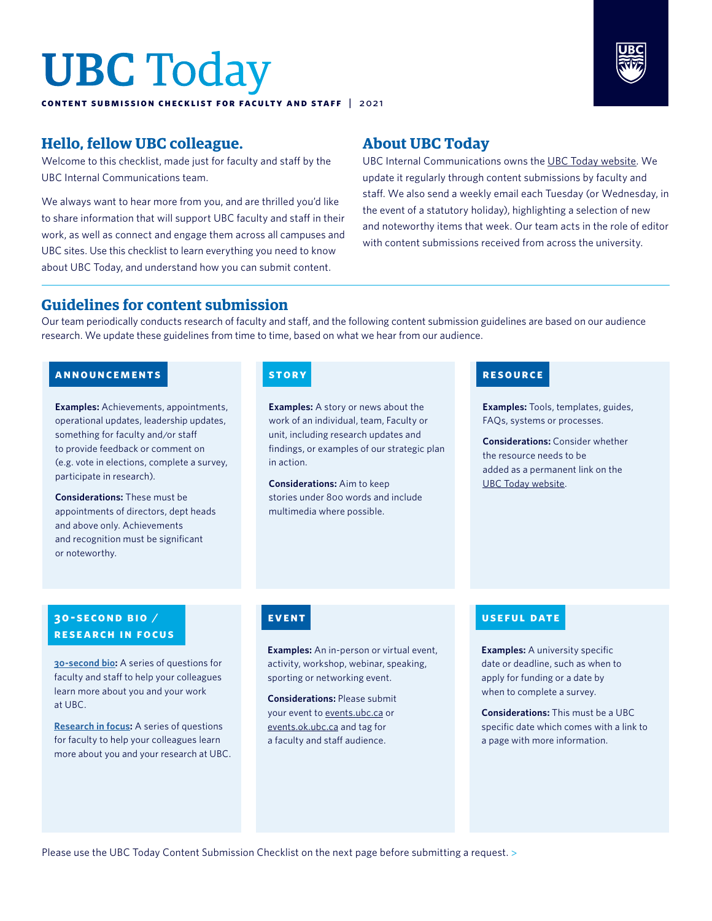# UBC Today

**CONTENT SUBMISSION CHECKLIST FOR FACULTY AND STAFF** | 2021

## Hello, fellow UBC colleague.

Welcome to this checklist, made just for faculty and staff by the UBC Internal Communications team.

We always want to hear more from you, and are thrilled you'd like to share information that will support UBC faculty and staff in their work, as well as connect and engage them across all campuses and UBC sites. Use this checklist to learn everything you need to know about UBC Today, and understand how you can submit content.

## About UBC Today

UBC Internal Communications owns the UBC Today website. We update it regularly through content submissions by faculty and staff. We also send a weekly email each Tuesday (or Wednesday, in the event of a statutory holiday), highlighting a selection of new and noteworthy items that week. Our team acts in the role of editor with content submissions received from across the university.

## Guidelines for content submission

Our team periodically conducts research of faculty and staff, and the following content submission guidelines are based on our audience research. We update these guidelines from time to time, based on what we hear from our audience.

### ANNOUNCEMENTS

**Examples:** Achievements, appointments, operational updates, leadership updates, something for faculty and/or staff to provide feedback or comment on (e.g. vote in elections, complete a survey, participate in research).

**Considerations:** These must be appointments of directors, dept heads and above only. Achievements and recognition must be significant or noteworthy.

### STORY

**Examples:** A story or news about the work of an individual, team, Faculty or unit, including research updates and findings, or examples of our strategic plan in action.

**Considerations:** Aim to keep stories under 800 words and include multimedia where possible.

### RESOURCE

**Examples:** Tools, templates, guides, FAQs, systems or processes.

**Considerations:** Consider whether the resource needs to be added as a permanent link on the UBC Today website.

### 30-SECOND BIO / RESEARCH IN FOCUS

**30-second bio:** A series of questions for faculty and staff to help your colleagues learn more about you and your work at UBC.

**Research in focus:** A series of questions for faculty to help your colleagues learn more about you and your research at UBC.

### EVENT

**Examples:** An in-person or virtual event, activity, workshop, webinar, speaking, sporting or networking event.

**Considerations:** Please submit your event to events.ubc.ca or events.ok.ubc.ca and tag for a faculty and staff audience.

### USEFUL DATE

**Examples:** A university specific date or deadline, such as when to apply for funding or a date by when to complete a survey.

**Considerations:** This must be a UBC specific date which comes with a link to a page with more information.

Please use the UBC Today Content Submission Checklist on the next page before submitting a request. >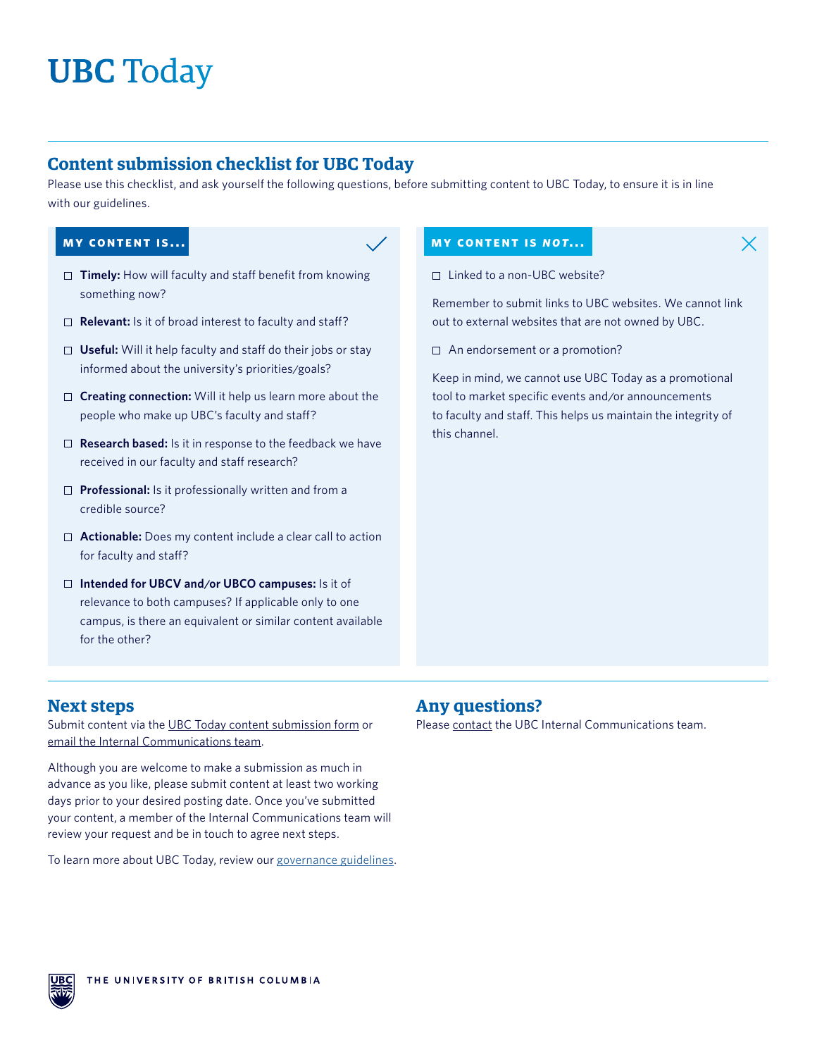# UBC Today

## Content submission checklist for UBC Today

Please use this checklist, and ask yourself the following questions, before submitting content to UBC Today, to ensure it is in line with our guidelines.

### MY CONTENT IS...

- ☐ **Timely:** How will faculty and staff benefit from knowing something now?
- ☐ **Relevant:** Is it of broad interest to faculty and staff?
- ☐ **Useful:** Will it help faculty and staff do their jobs or stay informed about the university's priorities/goals?
- ☐ **Creating connection:** Will it help us learn more about the people who make up UBC's faculty and staff?
- ☐ **Research based:** Is it in response to the feedback we have received in our faculty and staff research?
- ☐ **Professional:** Is it professionally written and from a credible source?
- ☐ **Actionable:** Does my content include a clear call to action for faculty and staff?
- ☐ **Intended for UBCV and/or UBCO campuses:** Is it of relevance to both campuses? If applicable only to one campus, is there an equivalent or similar content available for the other?

### MY CONTENT IS *NOT*...

- ☐ Linked to a non-UBC website?

Remember to submit links to UBC websites. We cannot link out to external websites that are not owned by UBC.

- ☐ An endorsement or a promotion?

Keep in mind, we cannot use UBC Today as a promotional tool to market specific events and/or announcements to faculty and staff. This helps us maintain the integrity of this channel.

## Next steps

Submit content via the UBC Today content submission form or email the Internal Communications team.

Although you are welcome to make a submission as much in advance as you like, please submit content at least two working days prior to your desired posting date. Once you've submitted your content, a member of the Internal Communications team will review your request and be in touch to agree next steps.

To learn more about UBC Today, review our governance guidelines.

## Any questions?

Please contact the UBC Internal Communications team.

THE UNIVERSITY OF BRITISH COLUMBIA